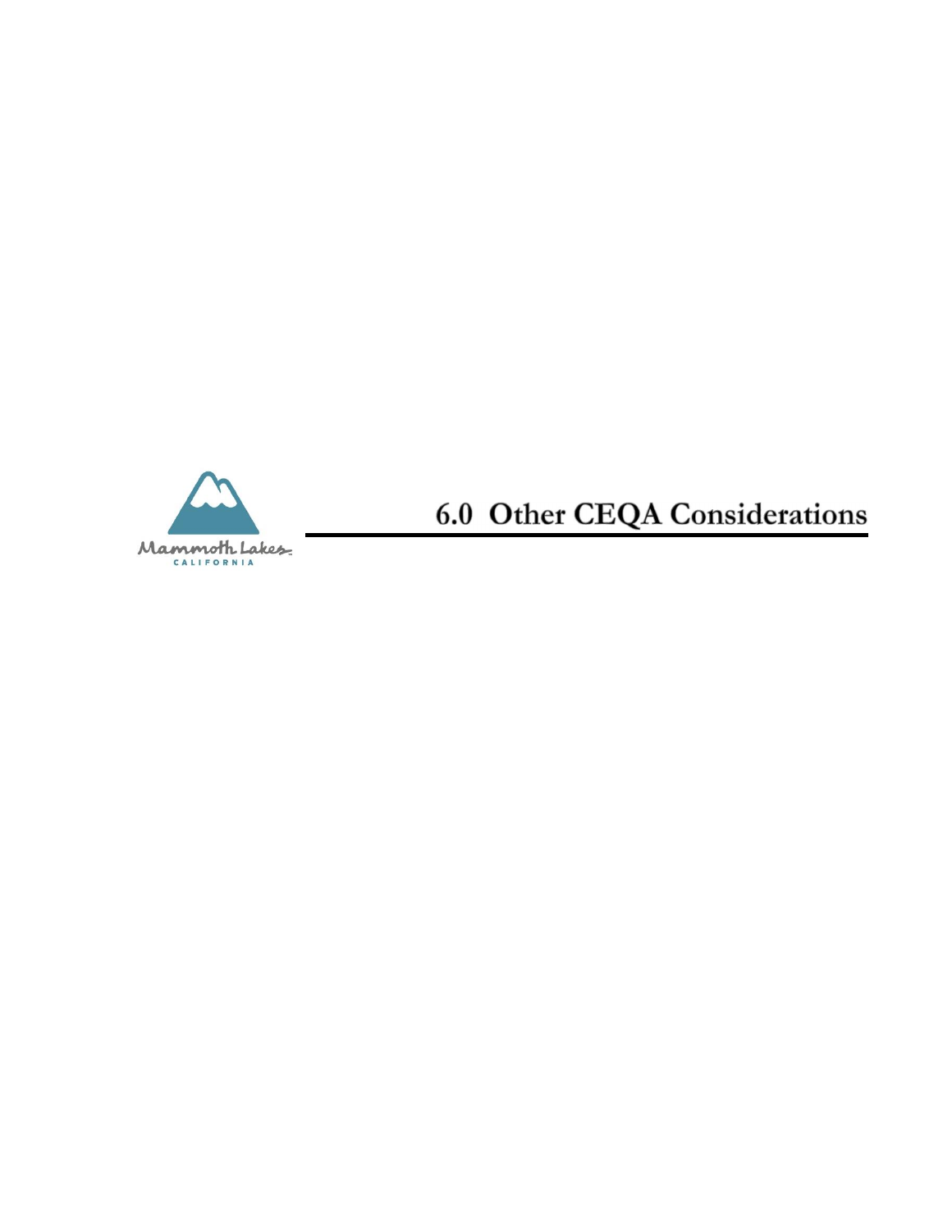# 6.0 Other CEQA Considerations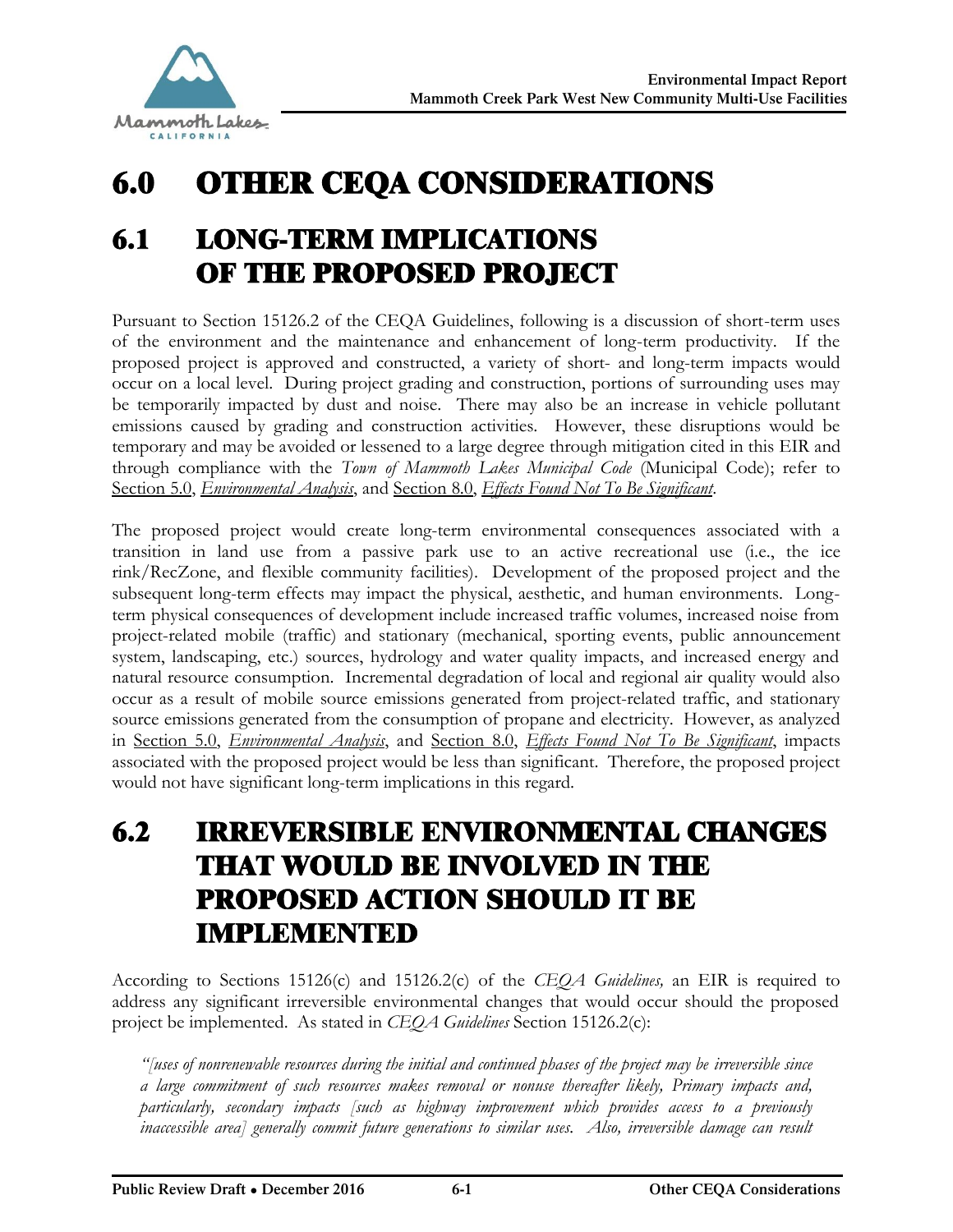# 6.0 OTHER CEQA CONSIDERATIONS

## 6.1 LONG-TERM IMPLICATIONS OF THE PROPOSED PROJECT

Pursuant to Section 15126.2 of the CEQA Guidelines, following is a discussion of short-term uses of the environment and the maintenance and enhancement of long-term productivity. If the proposed project is approved and constructed, a variety of short- and long-term impacts would occur on a local level. During project grading and construction, portions of surrounding uses may be temporarily impacted by dust and noise. There may also be an increase in vehicle pollutant emissions caused by grading and construction activities. However, these disruptions would be temporary and may be avoided or lessened to a large degree through mitigation cited in this EIR and through compliance with the *Town of Mammoth Lakes Municipal Code* (Municipal Code); refer to Section 5.0, *Environmental Analysis*, and Section 8.0, *Effects Found Not To Be Significant*.

The proposed project would create long-term environmental consequences associated with a transition in land use from a passive park use to an active recreational use (i.e., the ice rink/RecZone, and flexible community facilities). Development of the proposed project and the subsequent long-term effects may impact the physical, aesthetic, and human environments. Long-term physical consequences of development include increased traffic volumes, increased noise from project-related mobile (traffic) and stationary (mechanical, sporting events, public announcement system, landscaping, etc.) sources, hydrology and water quality impacts, and increased energy and natural resource consumption. Incremental degradation of local and regional air quality would also occur as a result of mobile source emissions generated from project-related traffic, and stationary source emissions generated from the consumption of propane and electricity. However, as analyzed in Section 5.0, *Environmental Analysis*, and Section 8.0, *Effects Found Not To Be Significant*, impacts associated with the proposed project would be less than significant. Therefore, the proposed project would not have significant long-term implications in this regard.

## 6.2 IRREVERSIBLE ENVIRONMENTAL CHANGES THAT WOULD BE INVOLVED IN THE PROPOSED ACTION SHOULD IT BE IMPLEMENTED

According to Sections 15126(c) and 15126.2(c) of the *CEQA Guidelines,* an EIR is required to address any significant irreversible environmental changes that would occur should the proposed project be implemented. As stated in *CEQA Guidelines* Section 15126.2(c):

*"[uses of nonrenewable resources during the initial and continued phases of the project may be irreversible since a large commitment of such resources makes removal or nonuse thereafter likely, Primary impacts and, particularly, secondary impacts [such as highway improvement which provides access to a previously inaccessible area] generally commit future generations to similar uses. Also, irreversible damage can result*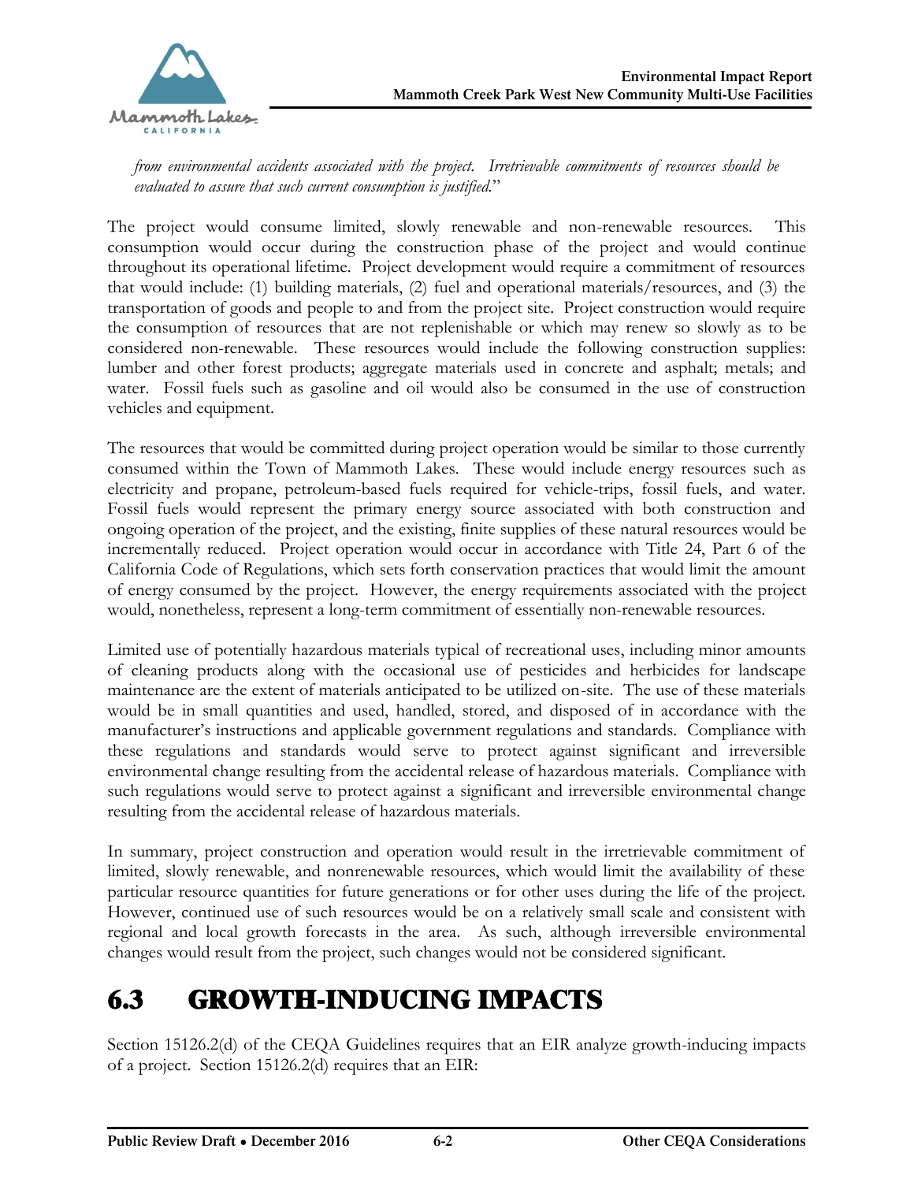*from environmental accidents associated with the project. Irretrievable commitments of resources should be evaluated to assure that such current consumption is justified.*"

The project would consume limited, slowly renewable and non-renewable resources. This consumption would occur during the construction phase of the project and would continue throughout its operational lifetime. Project development would require a commitment of resources that would include: (1) building materials, (2) fuel and operational materials/resources, and (3) the transportation of goods and people to and from the project site. Project construction would require the consumption of resources that are not replenishable or which may renew so slowly as to be considered non-renewable. These resources would include the following construction supplies: lumber and other forest products; aggregate materials used in concrete and asphalt; metals; and water. Fossil fuels such as gasoline and oil would also be consumed in the use of construction vehicles and equipment.

The resources that would be committed during project operation would be similar to those currently consumed within the Town of Mammoth Lakes. These would include energy resources such as electricity and propane, petroleum-based fuels required for vehicle-trips, fossil fuels, and water. Fossil fuels would represent the primary energy source associated with both construction and ongoing operation of the project, and the existing, finite supplies of these natural resources would be incrementally reduced. Project operation would occur in accordance with Title 24, Part 6 of the California Code of Regulations, which sets forth conservation practices that would limit the amount of energy consumed by the project. However, the energy requirements associated with the project would, nonetheless, represent a long-term commitment of essentially non-renewable resources.

Limited use of potentially hazardous materials typical of recreational uses, including minor amounts of cleaning products along with the occasional use of pesticides and herbicides for landscape maintenance are the extent of materials anticipated to be utilized on-site. The use of these materials would be in small quantities and used, handled, stored, and disposed of in accordance with the manufacturer's instructions and applicable government regulations and standards. Compliance with these regulations and standards would serve to protect against significant and irreversible environmental change resulting from the accidental release of hazardous materials. Compliance with such regulations would serve to protect against a significant and irreversible environmental change resulting from the accidental release of hazardous materials.

In summary, project construction and operation would result in the irretrievable commitment of limited, slowly renewable, and nonrenewable resources, which would limit the availability of these particular resource quantities for future generations or for other uses during the life of the project. However, continued use of such resources would be on a relatively small scale and consistent with regional and local growth forecasts in the area. As such, although irreversible environmental changes would result from the project, such changes would not be considered significant.

## 6.3 GROWTH-INDUCING IMPACTS

Section 15126.2(d) of the CEQA Guidelines requires that an EIR analyze growth-inducing impacts of a project. Section 15126.2(d) requires that an EIR: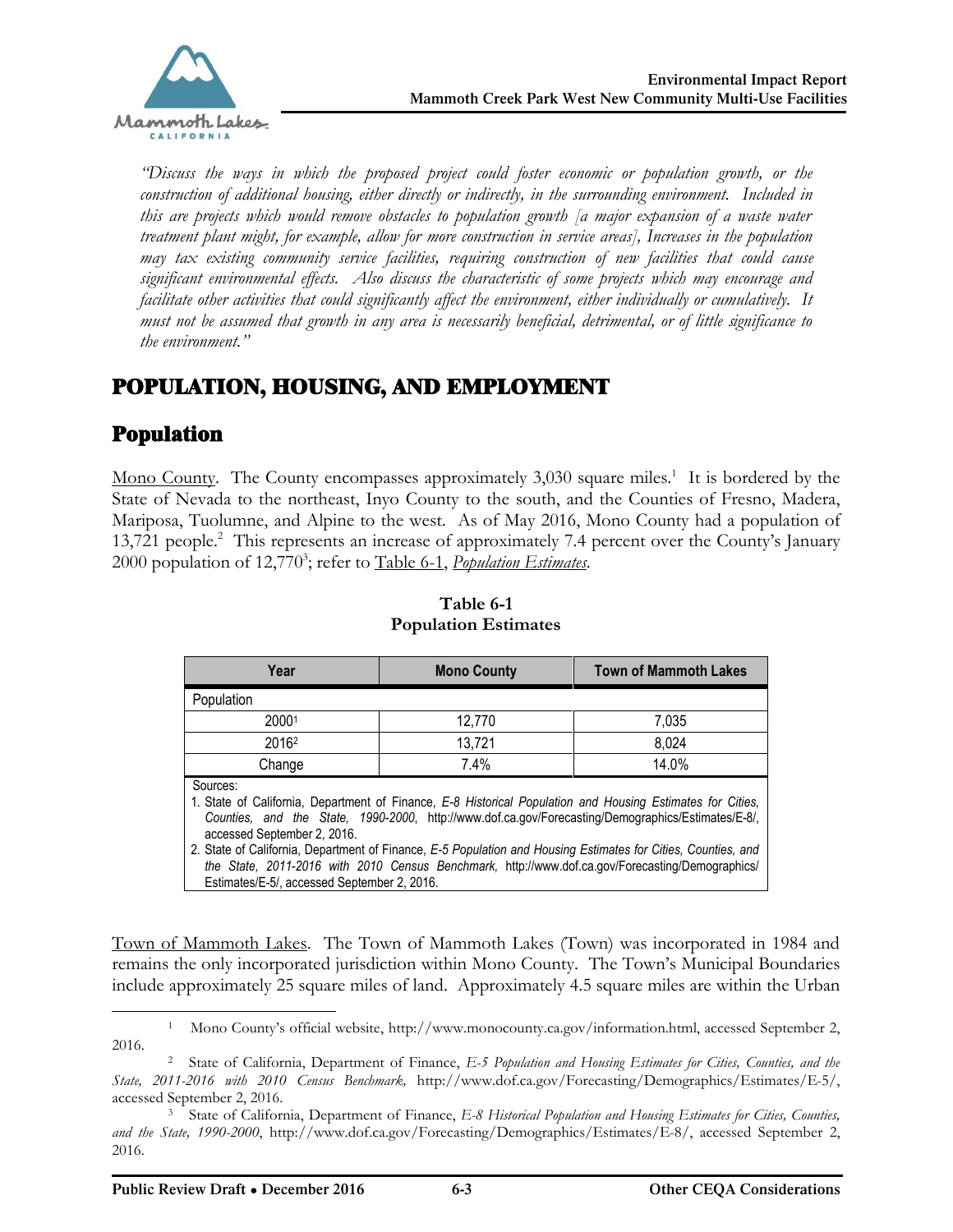*"Discuss the ways in which the proposed project could foster economic or population growth, or the construction of additional housing, either directly or indirectly, in the surrounding environment. Included in this are projects which would remove obstacles to population growth [a major expansion of a waste water treatment plant might, for example, allow for more construction in service areas], Increases in the population may tax existing community service facilities, requiring construction of new facilities that could cause significant environmental effects. Also discuss the characteristic of some projects which may encourage and facilitate other activities that could significantly affect the environment, either individually or cumulatively. It must not be assumed that growth in any area is necessarily beneficial, detrimental, or of little significance to the environment."*

# POPULATION, HOUSING, AND EMPLOYMENT

## Population

Mono County. The County encompasses approximately 3,030 square miles.[1] It is bordered by the State of Nevada to the northeast, Inyo County to the south, and the Counties of Fresno, Madera, Mariposa, Tuolumne, and Alpine to the west. As of May 2016, Mono County had a population of 13,721 people.[2] This represents an increase of approximately 7.4 percent over the County's January 2000 population of 12,770[3]; refer to Table 6-1, *Population Estimates*.

**Table 6-1**
**Population Estimates**

| Year | Mono County | Town of Mammoth Lakes |
|---|---|---|
| Population | | |
| 2000[1] | 12,770 | 7,035 |
| 2016[2] | 13,721 | 8,024 |
| Change | 7.4% | 14.0% |

Sources:
1. State of California, Department of Finance, *E-8 Historical Population and Housing Estimates for Cities, Counties, and the State, 1990-2000*, http://www.dof.ca.gov/Forecasting/Demographics/Estimates/E-8/, accessed September 2, 2016.
2. State of California, Department of Finance, *E-5 Population and Housing Estimates for Cities, Counties, and the State, 2011-2016 with 2010 Census Benchmark,* http://www.dof.ca.gov/Forecasting/Demographics/Estimates/E-5/, accessed September 2, 2016.

Town of Mammoth Lakes. The Town of Mammoth Lakes (Town) was incorporated in 1984 and remains the only incorporated jurisdiction within Mono County. The Town's Municipal Boundaries include approximately 25 square miles of land. Approximately 4.5 square miles are within the Urban

---

[1] Mono County's official website, http://www.monocounty.ca.gov/information.html, accessed September 2, 2016.

[2] State of California, Department of Finance, *E-5 Population and Housing Estimates for Cities, Counties, and the State, 2011-2016 with 2010 Census Benchmark,* http://www.dof.ca.gov/Forecasting/Demographics/Estimates/E-5/, accessed September 2, 2016.

[3] State of California, Department of Finance, *E-8 Historical Population and Housing Estimates for Cities, Counties, and the State, 1990-2000*, http://www.dof.ca.gov/Forecasting/Demographics/Estimates/E-8/, accessed September 2, 2016.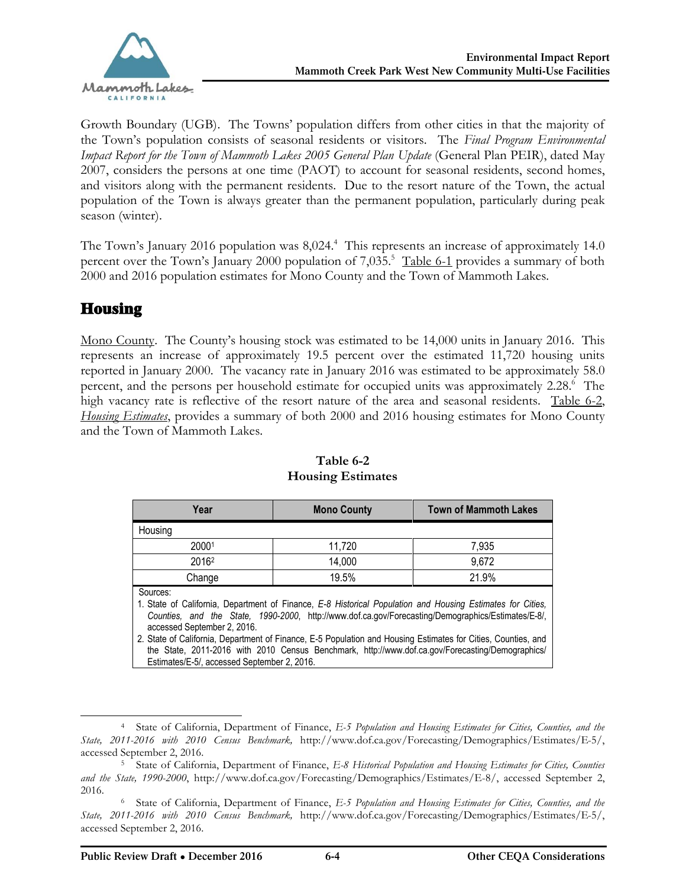Growth Boundary (UGB). The Towns' population differs from other cities in that the majority of the Town's population consists of seasonal residents or visitors. The *Final Program Environmental Impact Report for the Town of Mammoth Lakes 2005 General Plan Update* (General Plan PEIR), dated May 2007, considers the persons at one time (PAOT) to account for seasonal residents, second homes, and visitors along with the permanent residents. Due to the resort nature of the Town, the actual population of the Town is always greater than the permanent population, particularly during peak season (winter).

The Town's January 2016 population was 8,024.[4] This represents an increase of approximately 14.0 percent over the Town's January 2000 population of 7,035.[5] Table 6-1 provides a summary of both 2000 and 2016 population estimates for Mono County and the Town of Mammoth Lakes.

## Housing

Mono County. The County's housing stock was estimated to be 14,000 units in January 2016. This represents an increase of approximately 19.5 percent over the estimated 11,720 housing units reported in January 2000. The vacancy rate in January 2016 was estimated to be approximately 58.0 percent, and the persons per household estimate for occupied units was approximately 2.28.[6] The high vacancy rate is reflective of the resort nature of the area and seasonal residents. Table 6-2, *Housing Estimates*, provides a summary of both 2000 and 2016 housing estimates for Mono County and the Town of Mammoth Lakes.

**Table 6-2**
**Housing Estimates**

| Year | Mono County | Town of Mammoth Lakes |
|---|---|---|
| Housing | | |
| 2000[1] | 11,720 | 7,935 |
| 2016[2] | 14,000 | 9,672 |
| Change | 19.5% | 21.9% |

Sources:
1. State of California, Department of Finance, *E-8 Historical Population and Housing Estimates for Cities, Counties, and the State, 1990-2000*, http://www.dof.ca.gov/Forecasting/Demographics/Estimates/E-8/, accessed September 2, 2016.
2. State of California, Department of Finance, E-5 Population and Housing Estimates for Cities, Counties, and the State, 2011-2016 with 2010 Census Benchmark, http://www.dof.ca.gov/Forecasting/Demographics/Estimates/E-5/, accessed September 2, 2016.

[4] State of California, Department of Finance, *E-5 Population and Housing Estimates for Cities, Counties, and the State, 2011-2016 with 2010 Census Benchmark,* http://www.dof.ca.gov/Forecasting/Demographics/Estimates/E-5/, accessed September 2, 2016.

[5] State of California, Department of Finance, *E-8 Historical Population and Housing Estimates for Cities, Counties and the State, 1990-2000*, http://www.dof.ca.gov/Forecasting/Demographics/Estimates/E-8/, accessed September 2, 2016.

[6] State of California, Department of Finance, *E-5 Population and Housing Estimates for Cities, Counties, and the State, 2011-2016 with 2010 Census Benchmark,* http://www.dof.ca.gov/Forecasting/Demographics/Estimates/E-5/, accessed September 2, 2016.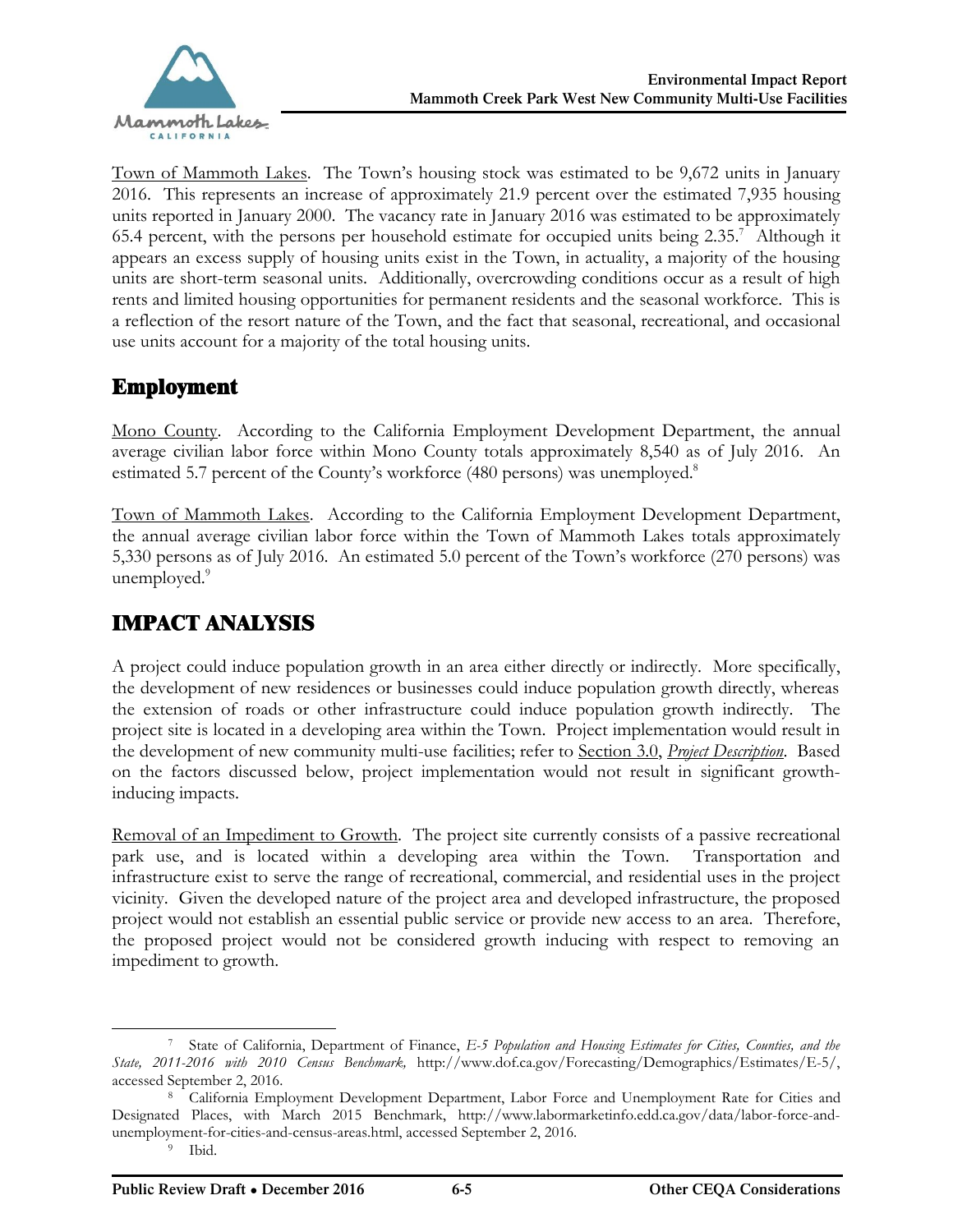Town of Mammoth Lakes. The Town's housing stock was estimated to be 9,672 units in January 2016. This represents an increase of approximately 21.9 percent over the estimated 7,935 housing units reported in January 2000. The vacancy rate in January 2016 was estimated to be approximately 65.4 percent, with the persons per household estimate for occupied units being 2.35.[7] Although it appears an excess supply of housing units exist in the Town, in actuality, a majority of the housing units are short-term seasonal units. Additionally, overcrowding conditions occur as a result of high rents and limited housing opportunities for permanent residents and the seasonal workforce. This is a reflection of the resort nature of the Town, and the fact that seasonal, recreational, and occasional use units account for a majority of the total housing units.

## Employment

Mono County. According to the California Employment Development Department, the annual average civilian labor force within Mono County totals approximately 8,540 as of July 2016. An estimated 5.7 percent of the County's workforce (480 persons) was unemployed.[8]

Town of Mammoth Lakes. According to the California Employment Development Department, the annual average civilian labor force within the Town of Mammoth Lakes totals approximately 5,330 persons as of July 2016. An estimated 5.0 percent of the Town's workforce (270 persons) was unemployed.[9]

# IMPACT ANALYSIS

A project could induce population growth in an area either directly or indirectly. More specifically, the development of new residences or businesses could induce population growth directly, whereas the extension of roads or other infrastructure could induce population growth indirectly. The project site is located in a developing area within the Town. Project implementation would result in the development of new community multi-use facilities; refer to Section 3.0, *Project Description*. Based on the factors discussed below, project implementation would not result in significant growth-inducing impacts.

Removal of an Impediment to Growth. The project site currently consists of a passive recreational park use, and is located within a developing area within the Town. Transportation and infrastructure exist to serve the range of recreational, commercial, and residential uses in the project vicinity. Given the developed nature of the project area and developed infrastructure, the proposed project would not establish an essential public service or provide new access to an area. Therefore, the proposed project would not be considered growth inducing with respect to removing an impediment to growth.

---

[7] State of California, Department of Finance, *E-5 Population and Housing Estimates for Cities, Counties, and the State, 2011-2016 with 2010 Census Benchmark,* http://www.dof.ca.gov/Forecasting/Demographics/Estimates/E-5/, accessed September 2, 2016.

[8] California Employment Development Department, Labor Force and Unemployment Rate for Cities and Designated Places, with March 2015 Benchmark, http://www.labormarketinfo.edd.ca.gov/data/labor-force-and-unemployment-for-cities-and-census-areas.html, accessed September 2, 2016.

[9] Ibid.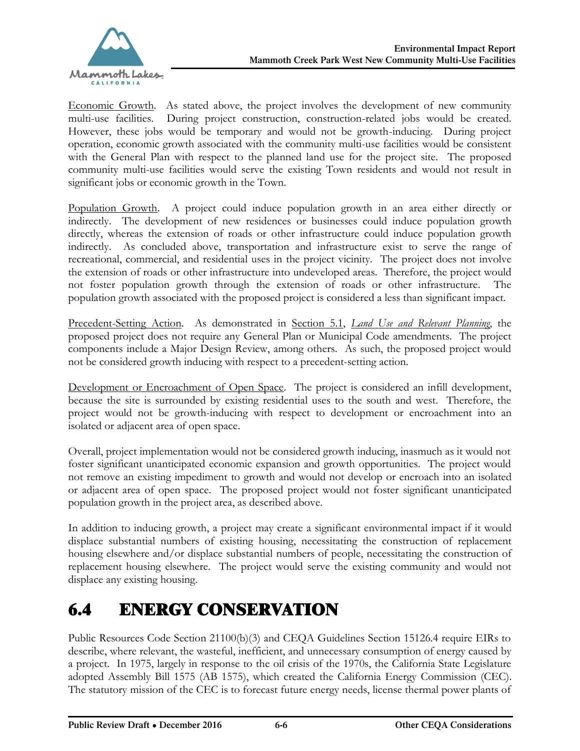Economic Growth. As stated above, the project involves the development of new community multi-use facilities. During project construction, construction-related jobs would be created. However, these jobs would be temporary and would not be growth-inducing. During project operation, economic growth associated with the community multi-use facilities would be consistent with the General Plan with respect to the planned land use for the project site. The proposed community multi-use facilities would serve the existing Town residents and would not result in significant jobs or economic growth in the Town.

Population Growth. A project could induce population growth in an area either directly or indirectly. The development of new residences or businesses could induce population growth directly, whereas the extension of roads or other infrastructure could induce population growth indirectly. As concluded above, transportation and infrastructure exist to serve the range of recreational, commercial, and residential uses in the project vicinity. The project does not involve the extension of roads or other infrastructure into undeveloped areas. Therefore, the project would not foster population growth through the extension of roads or other infrastructure. The population growth associated with the proposed project is considered a less than significant impact.

Precedent-Setting Action. As demonstrated in Section 5.1, *Land Use and Relevant Planning*, the proposed project does not require any General Plan or Municipal Code amendments. The project components include a Major Design Review, among others. As such, the proposed project would not be considered growth inducing with respect to a precedent-setting action.

Development or Encroachment of Open Space. The project is considered an infill development, because the site is surrounded by existing residential uses to the south and west. Therefore, the project would not be growth-inducing with respect to development or encroachment into an isolated or adjacent area of open space.

Overall, project implementation would not be considered growth inducing, inasmuch as it would not foster significant unanticipated economic expansion and growth opportunities. The project would not remove an existing impediment to growth and would not develop or encroach into an isolated or adjacent area of open space. The proposed project would not foster significant unanticipated population growth in the project area, as described above.

In addition to inducing growth, a project may create a significant environmental impact if it would displace substantial numbers of existing housing, necessitating the construction of replacement housing elsewhere and/or displace substantial numbers of people, necessitating the construction of replacement housing elsewhere. The project would serve the existing community and would not displace any existing housing.

## 6.4 ENERGY CONSERVATION

Public Resources Code Section 21100(b)(3) and CEQA Guidelines Section 15126.4 require EIRs to describe, where relevant, the wasteful, inefficient, and unnecessary consumption of energy caused by a project. In 1975, largely in response to the oil crisis of the 1970s, the California State Legislature adopted Assembly Bill 1575 (AB 1575), which created the California Energy Commission (CEC). The statutory mission of the CEC is to forecast future energy needs, license thermal power plants of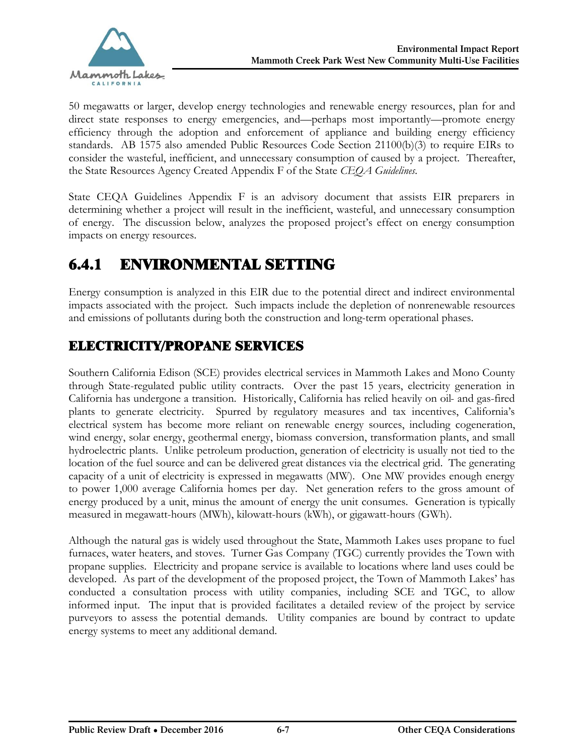50 megawatts or larger, develop energy technologies and renewable energy resources, plan for and direct state responses to energy emergencies, and—perhaps most importantly—promote energy efficiency through the adoption and enforcement of appliance and building energy efficiency standards. AB 1575 also amended Public Resources Code Section 21100(b)(3) to require EIRs to consider the wasteful, inefficient, and unnecessary consumption of caused by a project. Thereafter, the State Resources Agency Created Appendix F of the State *CEQA Guidelines*.

State CEQA Guidelines Appendix F is an advisory document that assists EIR preparers in determining whether a project will result in the inefficient, wasteful, and unnecessary consumption of energy. The discussion below, analyzes the proposed project's effect on energy consumption impacts on energy resources.

## 6.4.1 ENVIRONMENTAL SETTING

Energy consumption is analyzed in this EIR due to the potential direct and indirect environmental impacts associated with the project. Such impacts include the depletion of nonrenewable resources and emissions of pollutants during both the construction and long-term operational phases.

### ELECTRICITY/PROPANE SERVICES

Southern California Edison (SCE) provides electrical services in Mammoth Lakes and Mono County through State-regulated public utility contracts. Over the past 15 years, electricity generation in California has undergone a transition. Historically, California has relied heavily on oil- and gas-fired plants to generate electricity. Spurred by regulatory measures and tax incentives, California's electrical system has become more reliant on renewable energy sources, including cogeneration, wind energy, solar energy, geothermal energy, biomass conversion, transformation plants, and small hydroelectric plants. Unlike petroleum production, generation of electricity is usually not tied to the location of the fuel source and can be delivered great distances via the electrical grid. The generating capacity of a unit of electricity is expressed in megawatts (MW). One MW provides enough energy to power 1,000 average California homes per day. Net generation refers to the gross amount of energy produced by a unit, minus the amount of energy the unit consumes. Generation is typically measured in megawatt-hours (MWh), kilowatt-hours (kWh), or gigawatt-hours (GWh).

Although the natural gas is widely used throughout the State, Mammoth Lakes uses propane to fuel furnaces, water heaters, and stoves. Turner Gas Company (TGC) currently provides the Town with propane supplies. Electricity and propane service is available to locations where land uses could be developed. As part of the development of the proposed project, the Town of Mammoth Lakes' has conducted a consultation process with utility companies, including SCE and TGC, to allow informed input. The input that is provided facilitates a detailed review of the project by service purveyors to assess the potential demands. Utility companies are bound by contract to update energy systems to meet any additional demand.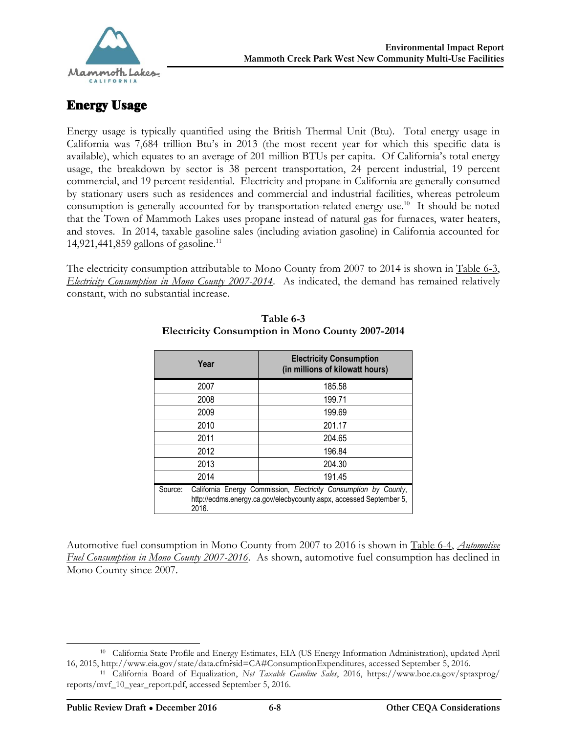## Energy Usage

Energy usage is typically quantified using the British Thermal Unit (Btu). Total energy usage in California was 7,684 trillion Btu's in 2013 (the most recent year for which this specific data is available), which equates to an average of 201 million BTUs per capita. Of California's total energy usage, the breakdown by sector is 38 percent transportation, 24 percent industrial, 19 percent commercial, and 19 percent residential. Electricity and propane in California are generally consumed by stationary users such as residences and commercial and industrial facilities, whereas petroleum consumption is generally accounted for by transportation-related energy use.[10] It should be noted that the Town of Mammoth Lakes uses propane instead of natural gas for furnaces, water heaters, and stoves. In 2014, taxable gasoline sales (including aviation gasoline) in California accounted for 14,921,441,859 gallons of gasoline.[11]

The electricity consumption attributable to Mono County from 2007 to 2014 is shown in Table 6-3, *Electricity Consumption in Mono County 2007-2014*. As indicated, the demand has remained relatively constant, with no substantial increase.

**Table 6-3**
**Electricity Consumption in Mono County 2007-2014**

| Year | Electricity Consumption (in millions of kilowatt hours) |
|---|---|
| 2007 | 185.58 |
| 2008 | 199.71 |
| 2009 | 199.69 |
| 2010 | 201.17 |
| 2011 | 204.65 |
| 2012 | 196.84 |
| 2013 | 204.30 |
| 2014 | 191.45 |
| Source: California Energy Commission, *Electricity Consumption by County*, http://ecdms.energy.ca.gov/elecbycounty.aspx, accessed September 5, 2016. | |

Automotive fuel consumption in Mono County from 2007 to 2016 is shown in Table 6-4, *Automotive Fuel Consumption in Mono County 2007-2016*. As shown, automotive fuel consumption has declined in Mono County since 2007.

---

[10] California State Profile and Energy Estimates, EIA (US Energy Information Administration), updated April 16, 2015, http://www.eia.gov/state/data.cfm?sid=CA#ConsumptionExpenditures, accessed September 5, 2016.

[11] California Board of Equalization, *Net Taxable Gasoline Sales*, 2016, https://www.boe.ca.gov/sptaxprog/reports/mvf_10_year_report.pdf, accessed September 5, 2016.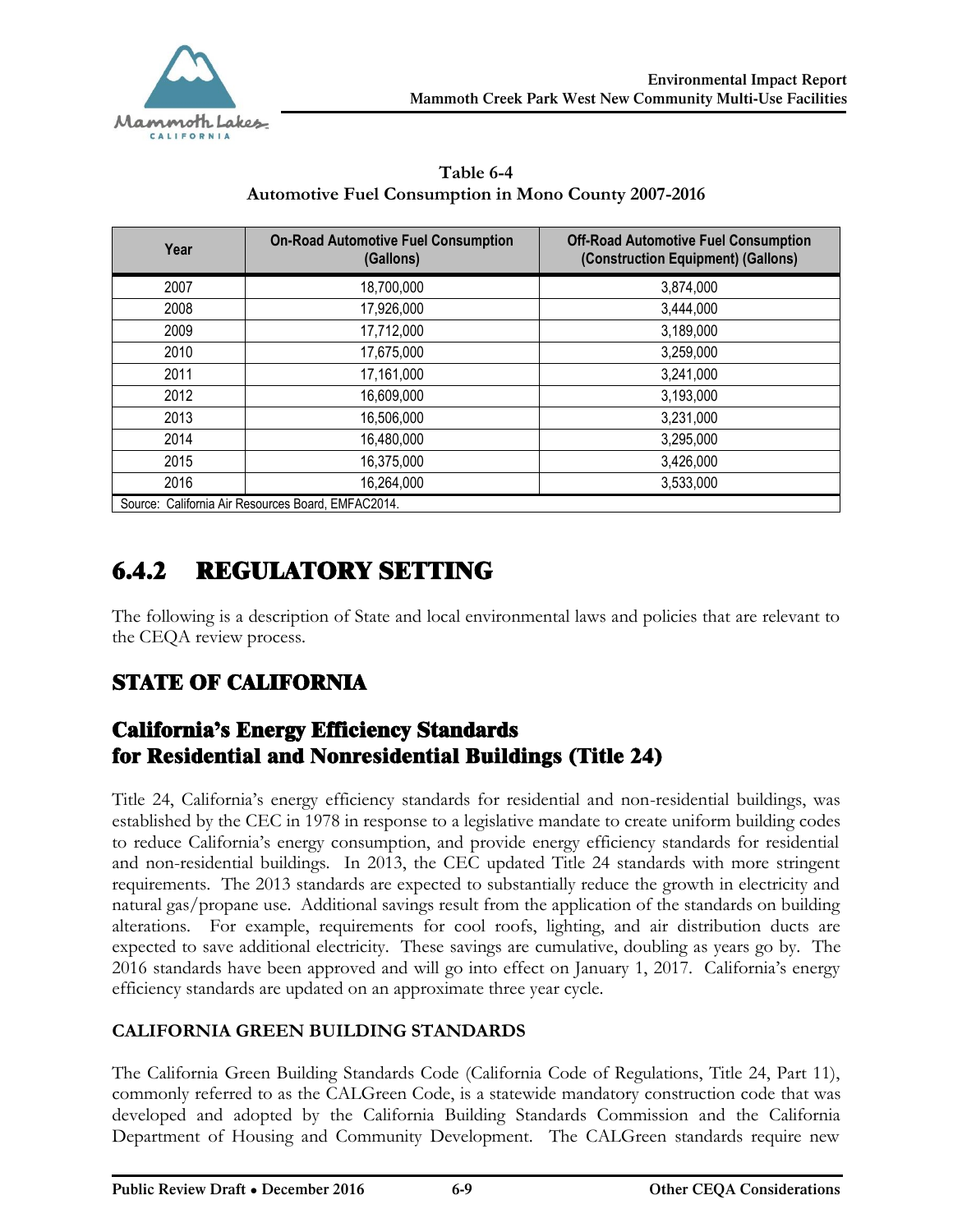**Table 6-4**
**Automotive Fuel Consumption in Mono County 2007-2016**

| Year | On-Road Automotive Fuel Consumption (Gallons) | Off-Road Automotive Fuel Consumption (Construction Equipment) (Gallons) |
|---|---|---|
| 2007 | 18,700,000 | 3,874,000 |
| 2008 | 17,926,000 | 3,444,000 |
| 2009 | 17,712,000 | 3,189,000 |
| 2010 | 17,675,000 | 3,259,000 |
| 2011 | 17,161,000 | 3,241,000 |
| 2012 | 16,609,000 | 3,193,000 |
| 2013 | 16,506,000 | 3,231,000 |
| 2014 | 16,480,000 | 3,295,000 |
| 2015 | 16,375,000 | 3,426,000 |
| 2016 | 16,264,000 | 3,533,000 |

Source: California Air Resources Board, EMFAC2014.

## 6.4.2 REGULATORY SETTING

The following is a description of State and local environmental laws and policies that are relevant to the CEQA review process.

### STATE OF CALIFORNIA

### California's Energy Efficiency Standards for Residential and Nonresidential Buildings (Title 24)

Title 24, California's energy efficiency standards for residential and non-residential buildings, was established by the CEC in 1978 in response to a legislative mandate to create uniform building codes to reduce California's energy consumption, and provide energy efficiency standards for residential and non-residential buildings. In 2013, the CEC updated Title 24 standards with more stringent requirements. The 2013 standards are expected to substantially reduce the growth in electricity and natural gas/propane use. Additional savings result from the application of the standards on building alterations. For example, requirements for cool roofs, lighting, and air distribution ducts are expected to save additional electricity. These savings are cumulative, doubling as years go by. The 2016 standards have been approved and will go into effect on January 1, 2017. California's energy efficiency standards are updated on an approximate three year cycle.

**CALIFORNIA GREEN BUILDING STANDARDS**

The California Green Building Standards Code (California Code of Regulations, Title 24, Part 11), commonly referred to as the CALGreen Code, is a statewide mandatory construction code that was developed and adopted by the California Building Standards Commission and the California Department of Housing and Community Development. The CALGreen standards require new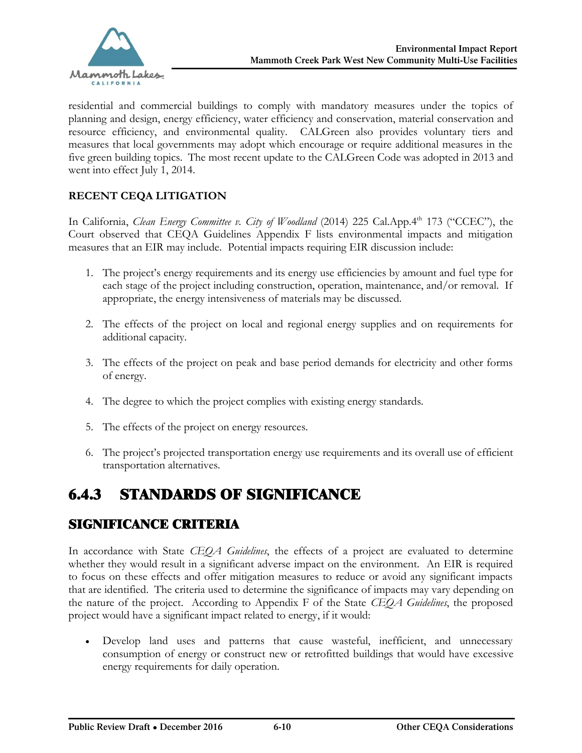residential and commercial buildings to comply with mandatory measures under the topics of planning and design, energy efficiency, water efficiency and conservation, material conservation and resource efficiency, and environmental quality. CALGreen also provides voluntary tiers and measures that local governments may adopt which encourage or require additional measures in the five green building topics. The most recent update to the CALGreen Code was adopted in 2013 and went into effect July 1, 2014.

**RECENT CEQA LITIGATION**

In California, *Clean Energy Committee v. City of Woodland* (2014) 225 Cal.App.4th 173 ("CCEC"), the Court observed that CEQA Guidelines Appendix F lists environmental impacts and mitigation measures that an EIR may include. Potential impacts requiring EIR discussion include:

1. The project's energy requirements and its energy use efficiencies by amount and fuel type for each stage of the project including construction, operation, maintenance, and/or removal. If appropriate, the energy intensiveness of materials may be discussed.

2. The effects of the project on local and regional energy supplies and on requirements for additional capacity.

3. The effects of the project on peak and base period demands for electricity and other forms of energy.

4. The degree to which the project complies with existing energy standards.

5. The effects of the project on energy resources.

6. The project's projected transportation energy use requirements and its overall use of efficient transportation alternatives.

## 6.4.3 STANDARDS OF SIGNIFICANCE

### SIGNIFICANCE CRITERIA

In accordance with State *CEQA Guidelines*, the effects of a project are evaluated to determine whether they would result in a significant adverse impact on the environment. An EIR is required to focus on these effects and offer mitigation measures to reduce or avoid any significant impacts that are identified. The criteria used to determine the significance of impacts may vary depending on the nature of the project. According to Appendix F of the State *CEQA Guidelines*, the proposed project would have a significant impact related to energy, if it would:

- Develop land uses and patterns that cause wasteful, inefficient, and unnecessary consumption of energy or construct new or retrofitted buildings that would have excessive energy requirements for daily operation.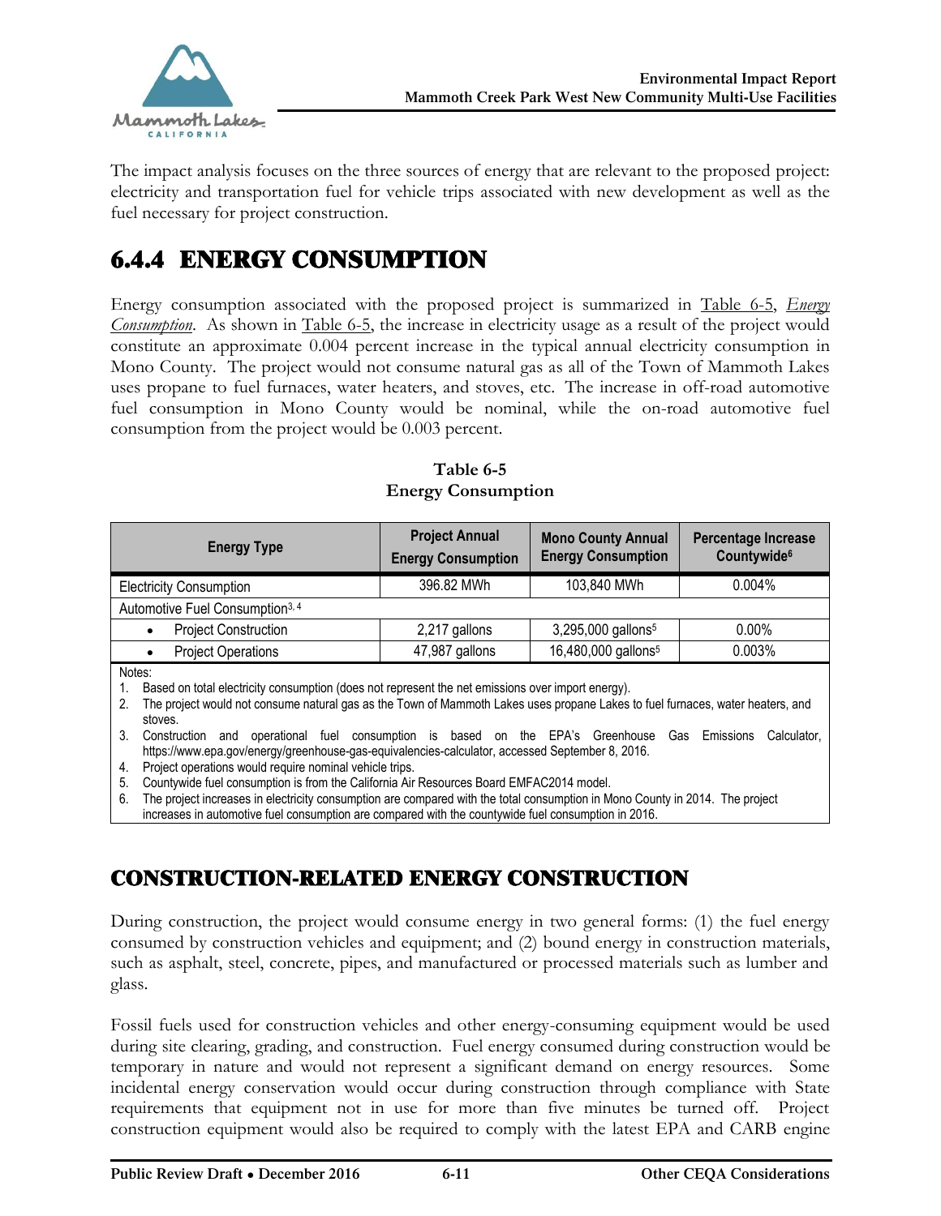The impact analysis focuses on the three sources of energy that are relevant to the proposed project: electricity and transportation fuel for vehicle trips associated with new development as well as the fuel necessary for project construction.

## 6.4.4 ENERGY CONSUMPTION

Energy consumption associated with the proposed project is summarized in Table 6-5, *Energy Consumption*. As shown in Table 6-5, the increase in electricity usage as a result of the project would constitute an approximate 0.004 percent increase in the typical annual electricity consumption in Mono County. The project would not consume natural gas as all of the Town of Mammoth Lakes uses propane to fuel furnaces, water heaters, and stoves, etc. The increase in off-road automotive fuel consumption in Mono County would be nominal, while the on-road automotive fuel consumption from the project would be 0.003 percent.

**Table 6-5**
**Energy Consumption**

| Energy Type | Project Annual Energy Consumption | Mono County Annual Energy Consumption | Percentage Increase Countywide[6] |
|---|---|---|---|
| Electricity Consumption | 396.82 MWh | 103,840 MWh | 0.004% |
| Automotive Fuel Consumption[3, 4] | | | |
| • Project Construction | 2,217 gallons | 3,295,000 gallons[5] | 0.00% |
| • Project Operations | 47,987 gallons | 16,480,000 gallons[5] | 0.003% |

Notes:
1. Based on total electricity consumption (does not represent the net emissions over import energy).
2. The project would not consume natural gas as the Town of Mammoth Lakes uses propane Lakes to fuel furnaces, water heaters, and stoves.
3. Construction and operational fuel consumption is based on the EPA's Greenhouse Gas Emissions Calculator, https://www.epa.gov/energy/greenhouse-gas-equivalencies-calculator, accessed September 8, 2016.
4. Project operations would require nominal vehicle trips.
5. Countywide fuel consumption is from the California Air Resources Board EMFAC2014 model.
6. The project increases in electricity consumption are compared with the total consumption in Mono County in 2014. The project increases in automotive fuel consumption are compared with the countywide fuel consumption in 2016.

## CONSTRUCTION-RELATED ENERGY CONSTRUCTION

During construction, the project would consume energy in two general forms: (1) the fuel energy consumed by construction vehicles and equipment; and (2) bound energy in construction materials, such as asphalt, steel, concrete, pipes, and manufactured or processed materials such as lumber and glass.

Fossil fuels used for construction vehicles and other energy-consuming equipment would be used during site clearing, grading, and construction. Fuel energy consumed during construction would be temporary in nature and would not represent a significant demand on energy resources. Some incidental energy conservation would occur during construction through compliance with State requirements that equipment not in use for more than five minutes be turned off. Project construction equipment would also be required to comply with the latest EPA and CARB engine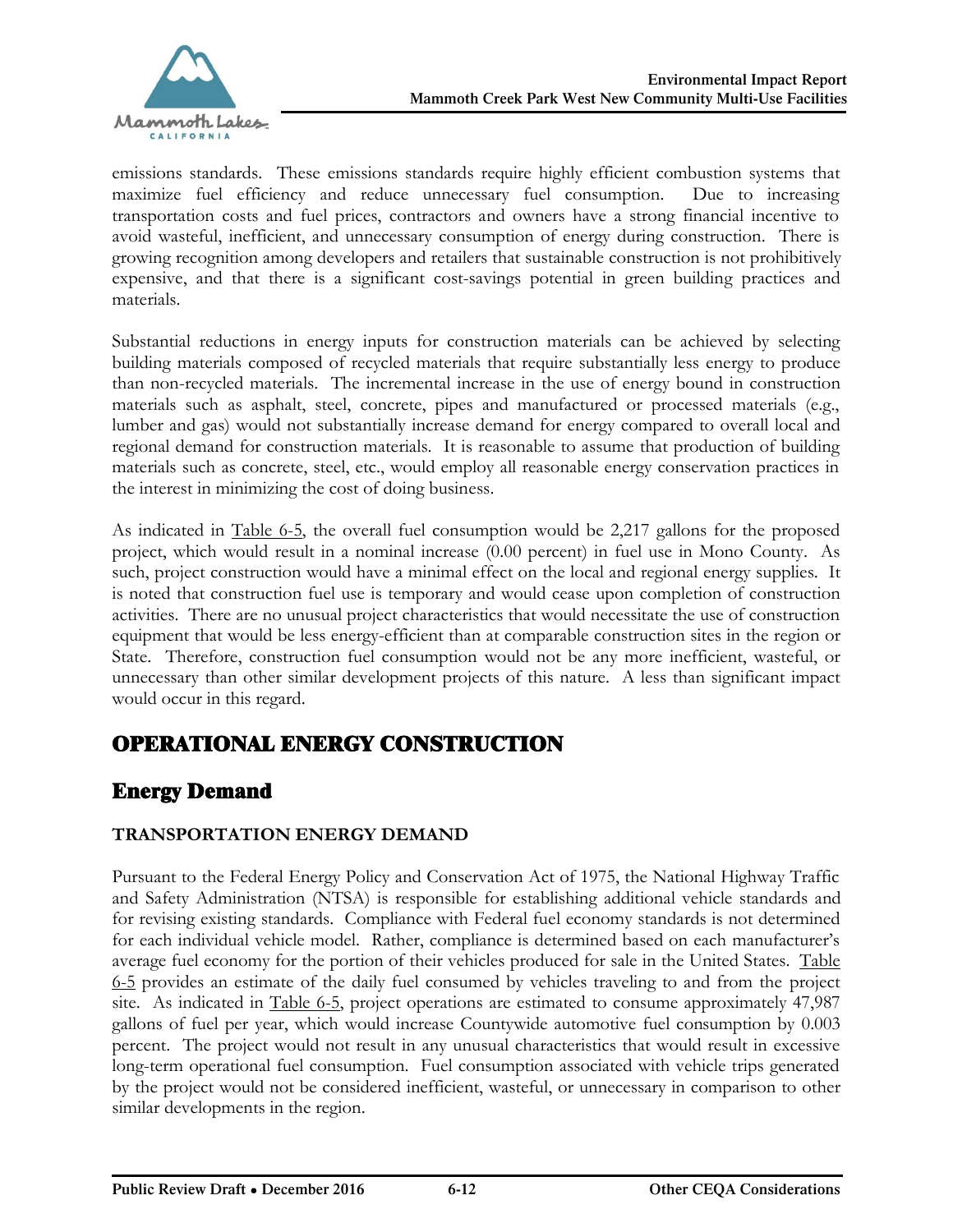emissions standards. These emissions standards require highly efficient combustion systems that maximize fuel efficiency and reduce unnecessary fuel consumption. Due to increasing transportation costs and fuel prices, contractors and owners have a strong financial incentive to avoid wasteful, inefficient, and unnecessary consumption of energy during construction. There is growing recognition among developers and retailers that sustainable construction is not prohibitively expensive, and that there is a significant cost-savings potential in green building practices and materials.

Substantial reductions in energy inputs for construction materials can be achieved by selecting building materials composed of recycled materials that require substantially less energy to produce than non-recycled materials. The incremental increase in the use of energy bound in construction materials such as asphalt, steel, concrete, pipes and manufactured or processed materials (e.g., lumber and gas) would not substantially increase demand for energy compared to overall local and regional demand for construction materials. It is reasonable to assume that production of building materials such as concrete, steel, etc., would employ all reasonable energy conservation practices in the interest in minimizing the cost of doing business.

As indicated in Table 6-5, the overall fuel consumption would be 2,217 gallons for the proposed project, which would result in a nominal increase (0.00 percent) in fuel use in Mono County. As such, project construction would have a minimal effect on the local and regional energy supplies. It is noted that construction fuel use is temporary and would cease upon completion of construction activities. There are no unusual project characteristics that would necessitate the use of construction equipment that would be less energy-efficient than at comparable construction sites in the region or State. Therefore, construction fuel consumption would not be any more inefficient, wasteful, or unnecessary than other similar development projects of this nature. A less than significant impact would occur in this regard.

## OPERATIONAL ENERGY CONSTRUCTION

### Energy Demand

#### TRANSPORTATION ENERGY DEMAND

Pursuant to the Federal Energy Policy and Conservation Act of 1975, the National Highway Traffic and Safety Administration (NTSA) is responsible for establishing additional vehicle standards and for revising existing standards. Compliance with Federal fuel economy standards is not determined for each individual vehicle model. Rather, compliance is determined based on each manufacturer's average fuel economy for the portion of their vehicles produced for sale in the United States. Table 6-5 provides an estimate of the daily fuel consumed by vehicles traveling to and from the project site. As indicated in Table 6-5, project operations are estimated to consume approximately 47,987 gallons of fuel per year, which would increase Countywide automotive fuel consumption by 0.003 percent. The project would not result in any unusual characteristics that would result in excessive long-term operational fuel consumption. Fuel consumption associated with vehicle trips generated by the project would not be considered inefficient, wasteful, or unnecessary in comparison to other similar developments in the region.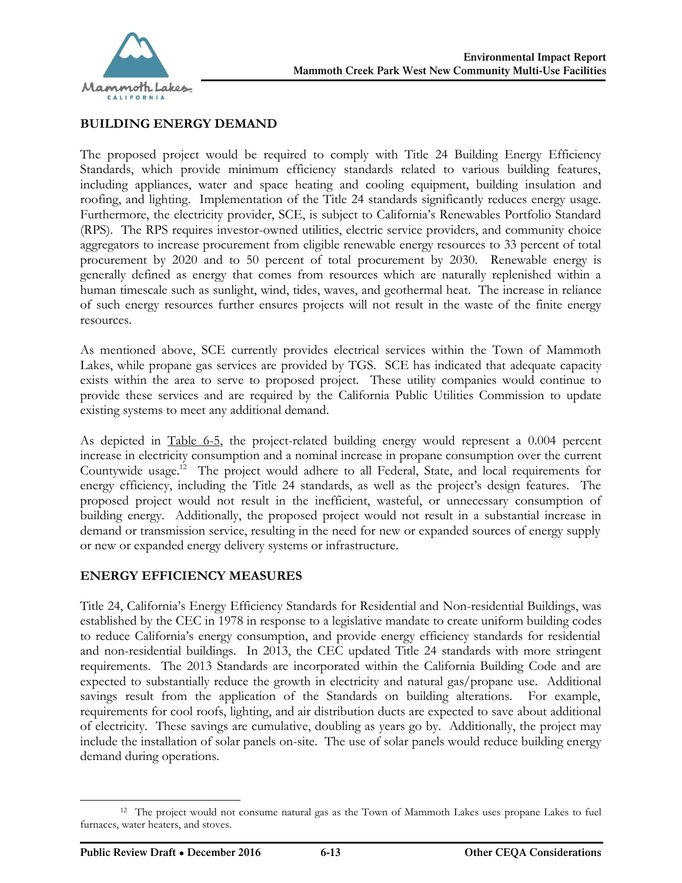## BUILDING ENERGY DEMAND

The proposed project would be required to comply with Title 24 Building Energy Efficiency Standards, which provide minimum efficiency standards related to various building features, including appliances, water and space heating and cooling equipment, building insulation and roofing, and lighting. Implementation of the Title 24 standards significantly reduces energy usage. Furthermore, the electricity provider, SCE, is subject to California's Renewables Portfolio Standard (RPS). The RPS requires investor-owned utilities, electric service providers, and community choice aggregators to increase procurement from eligible renewable energy resources to 33 percent of total procurement by 2020 and to 50 percent of total procurement by 2030. Renewable energy is generally defined as energy that comes from resources which are naturally replenished within a human timescale such as sunlight, wind, tides, waves, and geothermal heat. The increase in reliance of such energy resources further ensures projects will not result in the waste of the finite energy resources.

As mentioned above, SCE currently provides electrical services within the Town of Mammoth Lakes, while propane gas services are provided by TGS. SCE has indicated that adequate capacity exists within the area to serve to proposed project. These utility companies would continue to provide these services and are required by the California Public Utilities Commission to update existing systems to meet any additional demand.

As depicted in Table 6-5, the project-related building energy would represent a 0.004 percent increase in electricity consumption and a nominal increase in propane consumption over the current Countywide usage.[12] The project would adhere to all Federal, State, and local requirements for energy efficiency, including the Title 24 standards, as well as the project's design features. The proposed project would not result in the inefficient, wasteful, or unnecessary consumption of building energy. Additionally, the proposed project would not result in a substantial increase in demand or transmission service, resulting in the need for new or expanded sources of energy supply or new or expanded energy delivery systems or infrastructure.

## ENERGY EFFICIENCY MEASURES

Title 24, California's Energy Efficiency Standards for Residential and Non-residential Buildings, was established by the CEC in 1978 in response to a legislative mandate to create uniform building codes to reduce California's energy consumption, and provide energy efficiency standards for residential and non-residential buildings. In 2013, the CEC updated Title 24 standards with more stringent requirements. The 2013 Standards are incorporated within the California Building Code and are expected to substantially reduce the growth in electricity and natural gas/propane use. Additional savings result from the application of the Standards on building alterations. For example, requirements for cool roofs, lighting, and air distribution ducts are expected to save about additional of electricity. These savings are cumulative, doubling as years go by. Additionally, the project may include the installation of solar panels on-site. The use of solar panels would reduce building energy demand during operations.

---

[12] The project would not consume natural gas as the Town of Mammoth Lakes uses propane Lakes to fuel furnaces, water heaters, and stoves.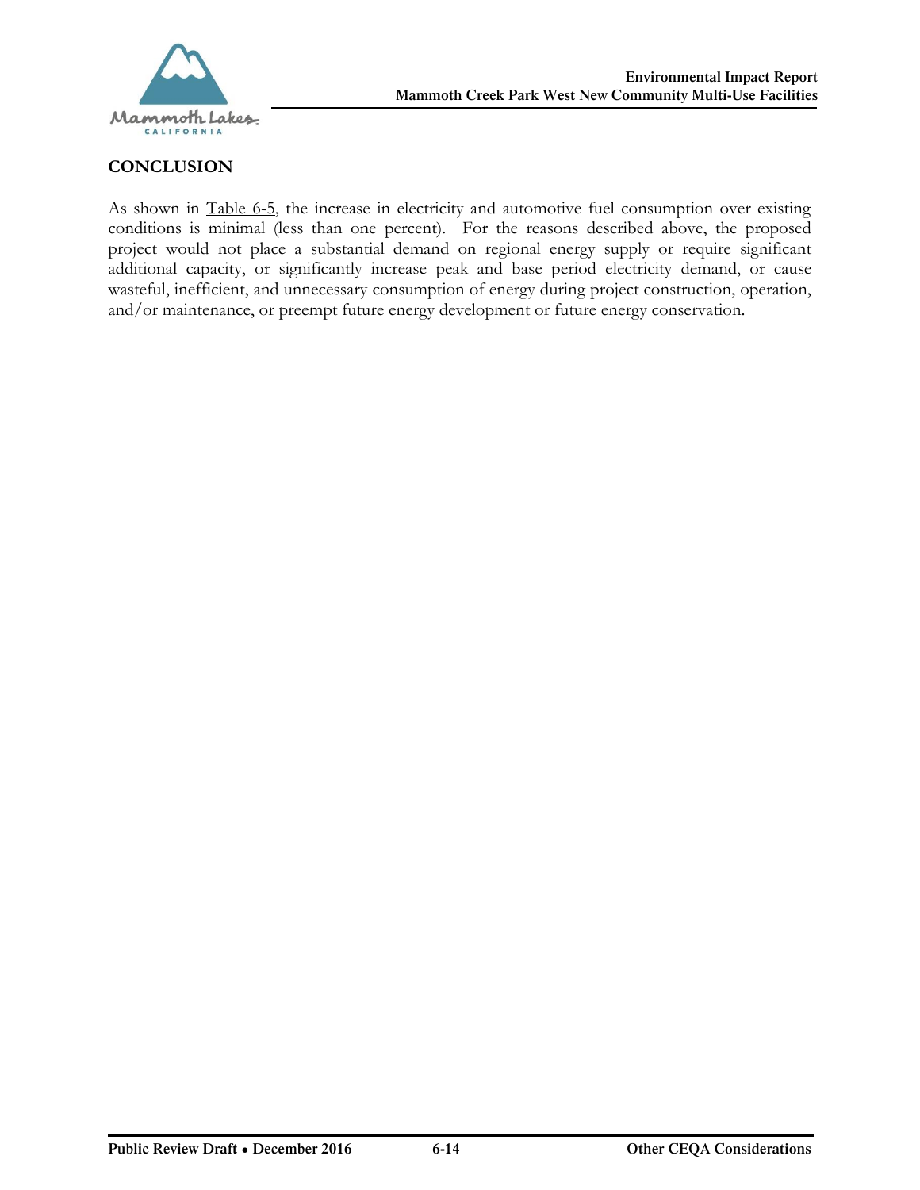## CONCLUSION

As shown in Table 6-5, the increase in electricity and automotive fuel consumption over existing conditions is minimal (less than one percent). For the reasons described above, the proposed project would not place a substantial demand on regional energy supply or require significant additional capacity, or significantly increase peak and base period electricity demand, or cause wasteful, inefficient, and unnecessary consumption of energy during project construction, operation, and/or maintenance, or preempt future energy development or future energy conservation.